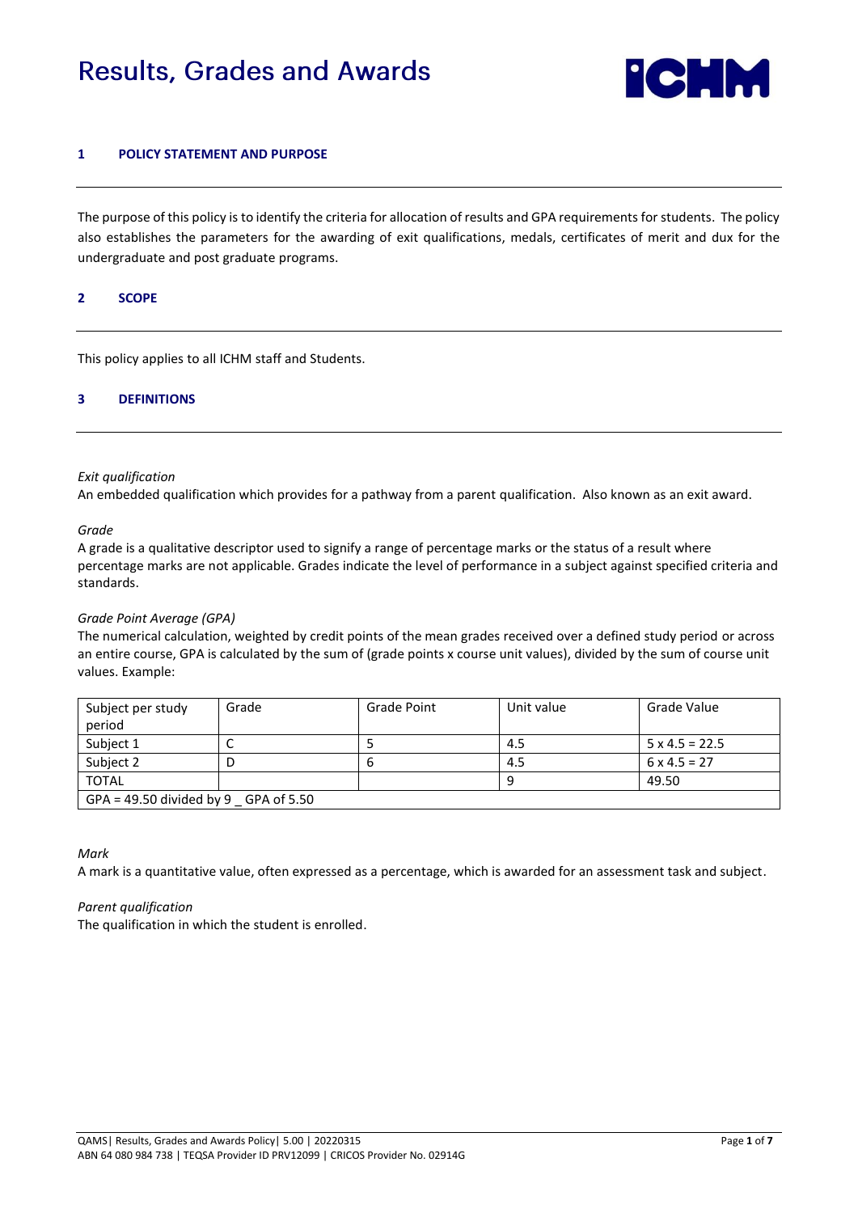# Results, Grades and Awards

## 1 POLICY STATEMENT AND PURPOSE

The purpose of this policy is to identify the criteria for allocation of results and GPA requirements for students. The policy also establishes the parameters for the awarding of exit qualifications, medals, certificates of merit and dux for the undergraduate and post graduate programs.

## 2 SCOPE

This policy applies to all ICHM staff and Students.

## 3 DEFINITIONS

*Exit qualification*
An embedded qualification which provides for a pathway from a parent qualification. Also known as an exit award.

*Grade*
A grade is a qualitative descriptor used to signify a range of percentage marks or the status of a result where percentage marks are not applicable. Grades indicate the level of performance in a subject against specified criteria and standards.

*Grade Point Average (GPA)*
The numerical calculation, weighted by credit points of the mean grades received over a defined study period or across an entire course, GPA is calculated by the sum of (grade points x course unit values), divided by the sum of course unit values. Example:

| Subject per study period | Grade | Grade Point | Unit value | Grade Value |
|---|---|---|---|---|
| Subject 1 | C | 5 | 4.5 | 5 x 4.5 = 22.5 |
| Subject 2 | D | 6 | 4.5 | 6 x 4.5 = 27 |
| TOTAL | | | 9 | 49.50 |
| GPA = 49.50 divided by 9 _ GPA of 5.50 | | | | |

*Mark*
A mark is a quantitative value, often expressed as a percentage, which is awarded for an assessment task and subject.

*Parent qualification*
The qualification in which the student is enrolled.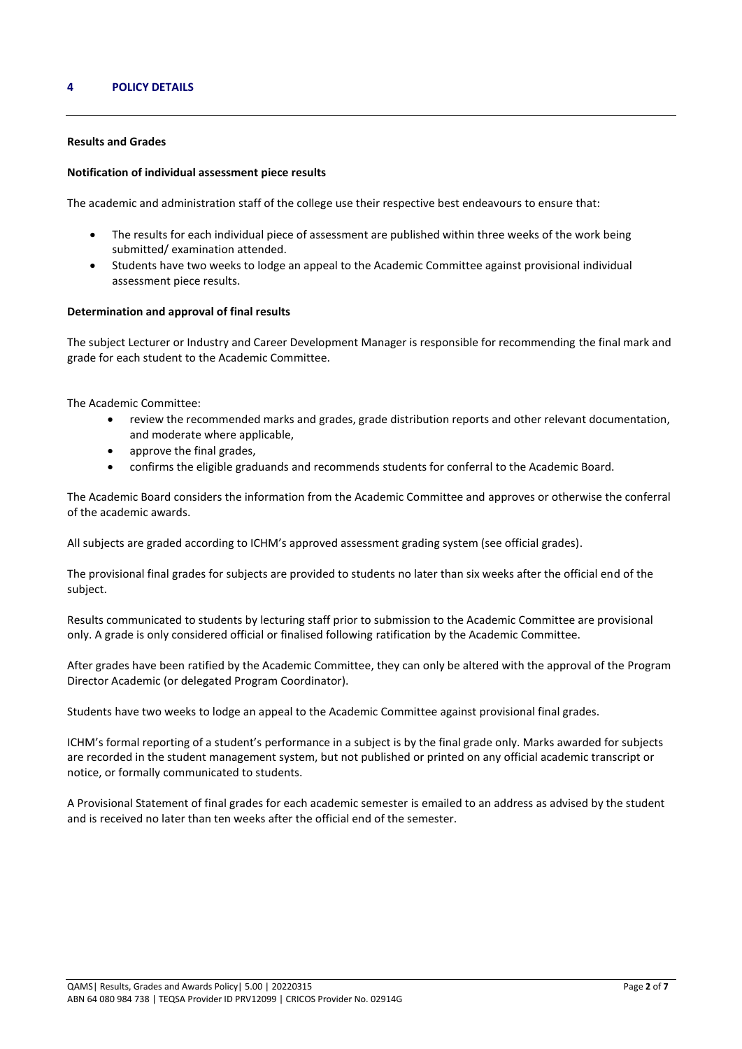## 4 POLICY DETAILS

**Results and Grades**

**Notification of individual assessment piece results**

The academic and administration staff of the college use their respective best endeavours to ensure that:

- The results for each individual piece of assessment are published within three weeks of the work being submitted/ examination attended.
- Students have two weeks to lodge an appeal to the Academic Committee against provisional individual assessment piece results.

**Determination and approval of final results**

The subject Lecturer or Industry and Career Development Manager is responsible for recommending the final mark and grade for each student to the Academic Committee.

The Academic Committee:

- review the recommended marks and grades, grade distribution reports and other relevant documentation, and moderate where applicable,
- approve the final grades,
- confirms the eligible graduands and recommends students for conferral to the Academic Board.

The Academic Board considers the information from the Academic Committee and approves or otherwise the conferral of the academic awards.

All subjects are graded according to ICHM's approved assessment grading system (see official grades).

The provisional final grades for subjects are provided to students no later than six weeks after the official end of the subject.

Results communicated to students by lecturing staff prior to submission to the Academic Committee are provisional only. A grade is only considered official or finalised following ratification by the Academic Committee.

After grades have been ratified by the Academic Committee, they can only be altered with the approval of the Program Director Academic (or delegated Program Coordinator).

Students have two weeks to lodge an appeal to the Academic Committee against provisional final grades.

ICHM's formal reporting of a student's performance in a subject is by the final grade only. Marks awarded for subjects are recorded in the student management system, but not published or printed on any official academic transcript or notice, or formally communicated to students.

A Provisional Statement of final grades for each academic semester is emailed to an address as advised by the student and is received no later than ten weeks after the official end of the semester.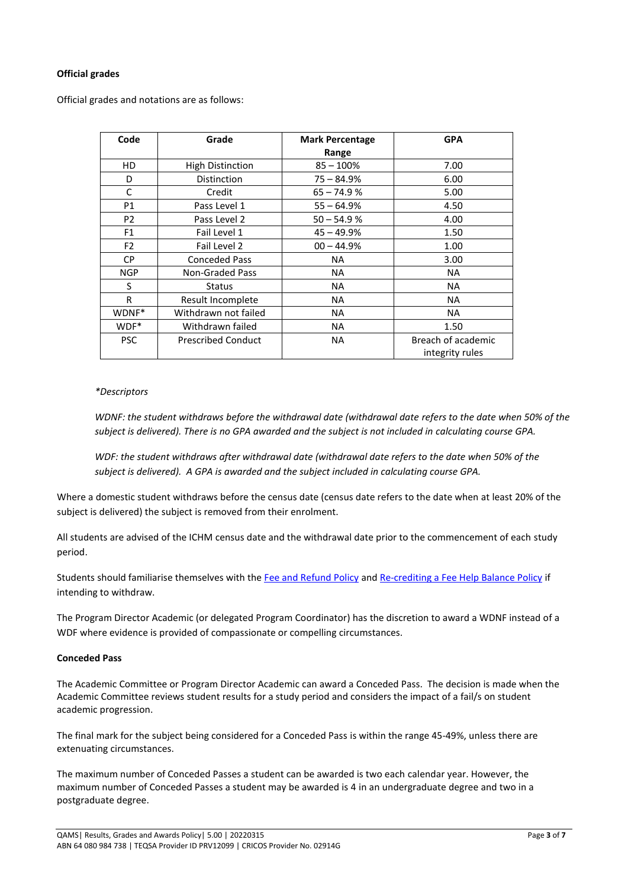**Official grades**

Official grades and notations are as follows:

| Code | Grade | Mark Percentage Range | GPA |
|---|---|---|---|
| HD | High Distinction | 85 – 100% | 7.00 |
| D | Distinction | 75 – 84.9% | 6.00 |
| C | Credit | 65 – 74.9 % | 5.00 |
| P1 | Pass Level 1 | 55 – 64.9% | 4.50 |
| P2 | Pass Level 2 | 50 – 54.9 % | 4.00 |
| F1 | Fail Level 1 | 45 – 49.9% | 1.50 |
| F2 | Fail Level 2 | 00 – 44.9% | 1.00 |
| CP | Conceded Pass | NA | 3.00 |
| NGP | Non-Graded Pass | NA | NA |
| S | Status | NA | NA |
| R | Result Incomplete | NA | NA |
| WDNF* | Withdrawn not failed | NA | NA |
| WDF* | Withdrawn failed | NA | 1.50 |
| PSC | Prescribed Conduct | NA | Breach of academic integrity rules |

*\*Descriptors*

*WDNF: the student withdraws before the withdrawal date (withdrawal date refers to the date when 50% of the subject is delivered). There is no GPA awarded and the subject is not included in calculating course GPA.*

*WDF: the student withdraws after withdrawal date (withdrawal date refers to the date when 50% of the subject is delivered). A GPA is awarded and the subject included in calculating course GPA.*

Where a domestic student withdraws before the census date (census date refers to the date when at least 20% of the subject is delivered) the subject is removed from their enrolment.

All students are advised of the ICHM census date and the withdrawal date prior to the commencement of each study period.

Students should familiarise themselves with the Fee and Refund Policy and Re-crediting a Fee Help Balance Policy if intending to withdraw.

The Program Director Academic (or delegated Program Coordinator) has the discretion to award a WDNF instead of a WDF where evidence is provided of compassionate or compelling circumstances.

**Conceded Pass**

The Academic Committee or Program Director Academic can award a Conceded Pass. The decision is made when the Academic Committee reviews student results for a study period and considers the impact of a fail/s on student academic progression.

The final mark for the subject being considered for a Conceded Pass is within the range 45-49%, unless there are extenuating circumstances.

The maximum number of Conceded Passes a student can be awarded is two each calendar year. However, the maximum number of Conceded Passes a student may be awarded is 4 in an undergraduate degree and two in a postgraduate degree.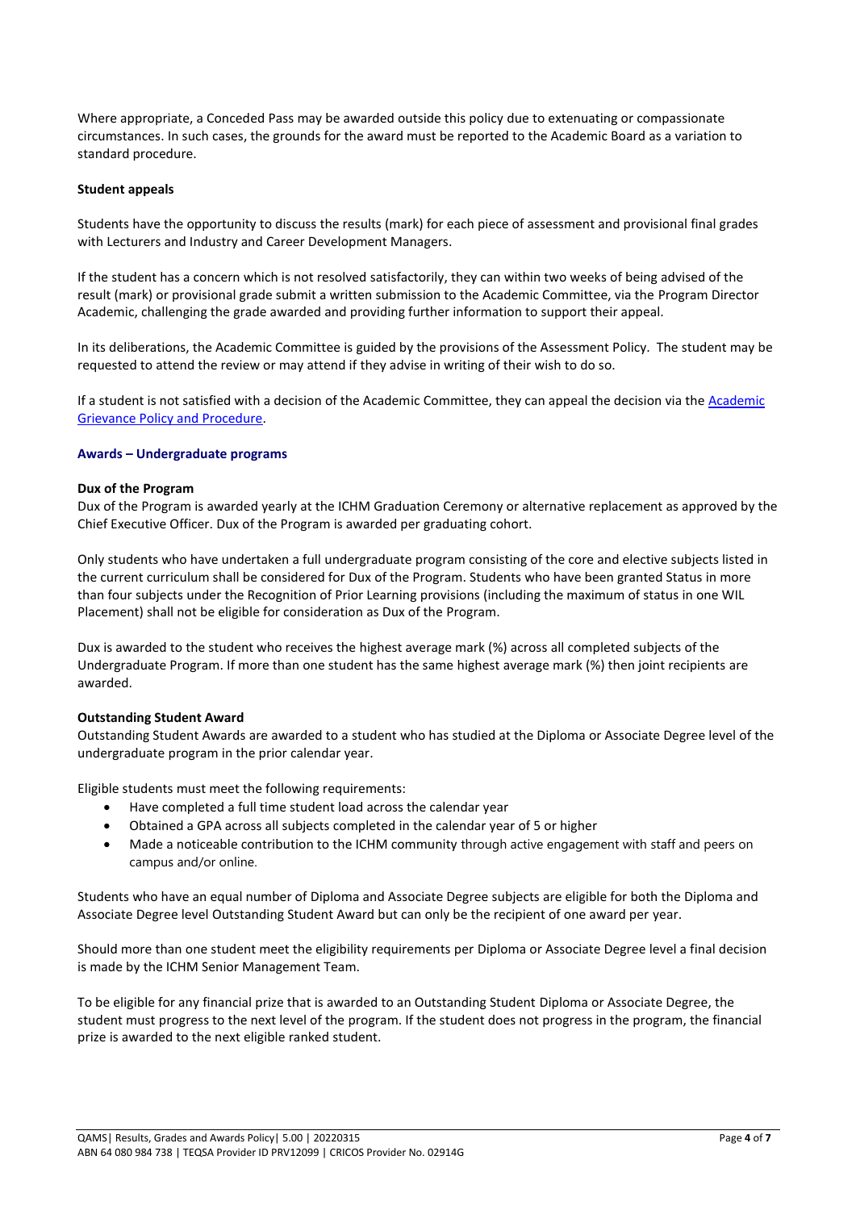Where appropriate, a Conceded Pass may be awarded outside this policy due to extenuating or compassionate circumstances. In such cases, the grounds for the award must be reported to the Academic Board as a variation to standard procedure.

**Student appeals**

Students have the opportunity to discuss the results (mark) for each piece of assessment and provisional final grades with Lecturers and Industry and Career Development Managers.

If the student has a concern which is not resolved satisfactorily, they can within two weeks of being advised of the result (mark) or provisional grade submit a written submission to the Academic Committee, via the Program Director Academic, challenging the grade awarded and providing further information to support their appeal.

In its deliberations, the Academic Committee is guided by the provisions of the Assessment Policy. The student may be requested to attend the review or may attend if they advise in writing of their wish to do so.

If a student is not satisfied with a decision of the Academic Committee, they can appeal the decision via the Academic Grievance Policy and Procedure.

## Awards – Undergraduate programs

**Dux of the Program**

Dux of the Program is awarded yearly at the ICHM Graduation Ceremony or alternative replacement as approved by the Chief Executive Officer. Dux of the Program is awarded per graduating cohort.

Only students who have undertaken a full undergraduate program consisting of the core and elective subjects listed in the current curriculum shall be considered for Dux of the Program. Students who have been granted Status in more than four subjects under the Recognition of Prior Learning provisions (including the maximum of status in one WIL Placement) shall not be eligible for consideration as Dux of the Program.

Dux is awarded to the student who receives the highest average mark (%) across all completed subjects of the Undergraduate Program. If more than one student has the same highest average mark (%) then joint recipients are awarded.

**Outstanding Student Award**

Outstanding Student Awards are awarded to a student who has studied at the Diploma or Associate Degree level of the undergraduate program in the prior calendar year.

Eligible students must meet the following requirements:

- Have completed a full time student load across the calendar year
- Obtained a GPA across all subjects completed in the calendar year of 5 or higher
- Made a noticeable contribution to the ICHM community through active engagement with staff and peers on campus and/or online.

Students who have an equal number of Diploma and Associate Degree subjects are eligible for both the Diploma and Associate Degree level Outstanding Student Award but can only be the recipient of one award per year.

Should more than one student meet the eligibility requirements per Diploma or Associate Degree level a final decision is made by the ICHM Senior Management Team.

To be eligible for any financial prize that is awarded to an Outstanding Student Diploma or Associate Degree, the student must progress to the next level of the program. If the student does not progress in the program, the financial prize is awarded to the next eligible ranked student.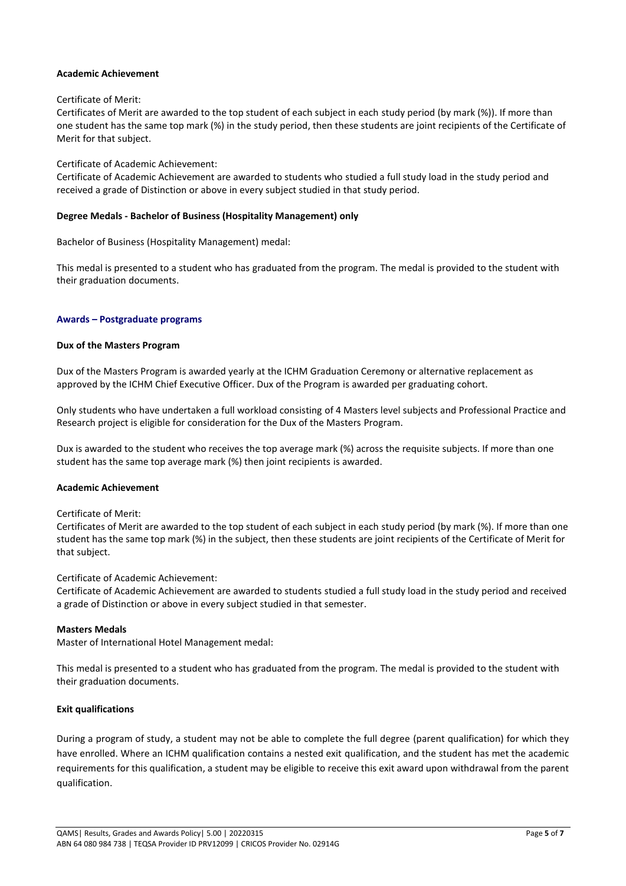**Academic Achievement**

Certificate of Merit:
Certificates of Merit are awarded to the top student of each subject in each study period (by mark (%)). If more than one student has the same top mark (%) in the study period, then these students are joint recipients of the Certificate of Merit for that subject.

Certificate of Academic Achievement:
Certificate of Academic Achievement are awarded to students who studied a full study load in the study period and received a grade of Distinction or above in every subject studied in that study period.

**Degree Medals - Bachelor of Business (Hospitality Management) only**

Bachelor of Business (Hospitality Management) medal:

This medal is presented to a student who has graduated from the program. The medal is provided to the student with their graduation documents.

## Awards – Postgraduate programs

**Dux of the Masters Program**

Dux of the Masters Program is awarded yearly at the ICHM Graduation Ceremony or alternative replacement as approved by the ICHM Chief Executive Officer. Dux of the Program is awarded per graduating cohort.

Only students who have undertaken a full workload consisting of 4 Masters level subjects and Professional Practice and Research project is eligible for consideration for the Dux of the Masters Program.

Dux is awarded to the student who receives the top average mark (%) across the requisite subjects. If more than one student has the same top average mark (%) then joint recipients is awarded.

**Academic Achievement**

Certificate of Merit:
Certificates of Merit are awarded to the top student of each subject in each study period (by mark (%). If more than one student has the same top mark (%) in the subject, then these students are joint recipients of the Certificate of Merit for that subject.

Certificate of Academic Achievement:
Certificate of Academic Achievement are awarded to students studied a full study load in the study period and received a grade of Distinction or above in every subject studied in that semester.

**Masters Medals**
Master of International Hotel Management medal:

This medal is presented to a student who has graduated from the program. The medal is provided to the student with their graduation documents.

**Exit qualifications**

During a program of study, a student may not be able to complete the full degree (parent qualification) for which they have enrolled. Where an ICHM qualification contains a nested exit qualification, and the student has met the academic requirements for this qualification, a student may be eligible to receive this exit award upon withdrawal from the parent qualification.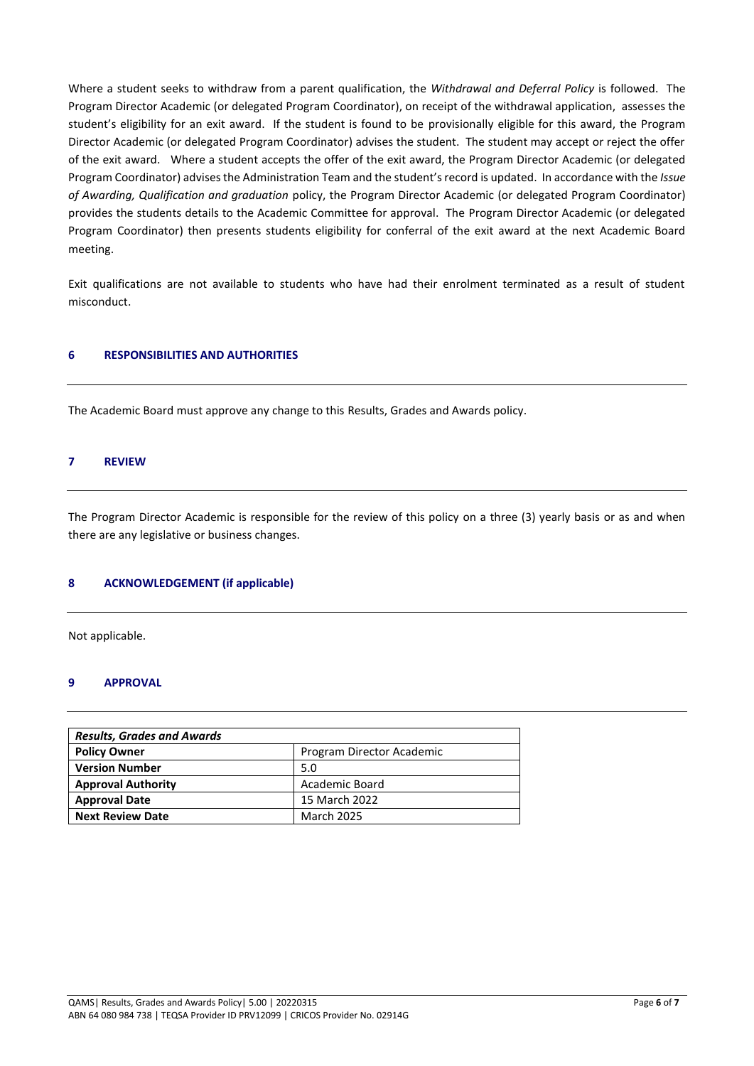Where a student seeks to withdraw from a parent qualification, the *Withdrawal and Deferral Policy* is followed. The Program Director Academic (or delegated Program Coordinator), on receipt of the withdrawal application, assesses the student's eligibility for an exit award. If the student is found to be provisionally eligible for this award, the Program Director Academic (or delegated Program Coordinator) advises the student. The student may accept or reject the offer of the exit award. Where a student accepts the offer of the exit award, the Program Director Academic (or delegated Program Coordinator) advises the Administration Team and the student's record is updated. In accordance with the *Issue of Awarding, Qualification and graduation* policy, the Program Director Academic (or delegated Program Coordinator) provides the students details to the Academic Committee for approval. The Program Director Academic (or delegated Program Coordinator) then presents students eligibility for conferral of the exit award at the next Academic Board meeting.

Exit qualifications are not available to students who have had their enrolment terminated as a result of student misconduct.

## 6 RESPONSIBILITIES AND AUTHORITIES

The Academic Board must approve any change to this Results, Grades and Awards policy.

## 7 REVIEW

The Program Director Academic is responsible for the review of this policy on a three (3) yearly basis or as and when there are any legislative or business changes.

## 8 ACKNOWLEDGEMENT (if applicable)

Not applicable.

## 9 APPROVAL

| ***Results, Grades and Awards*** | |
|---|---|
| **Policy Owner** | Program Director Academic |
| **Version Number** | 5.0 |
| **Approval Authority** | Academic Board |
| **Approval Date** | 15 March 2022 |
| **Next Review Date** | March 2025 |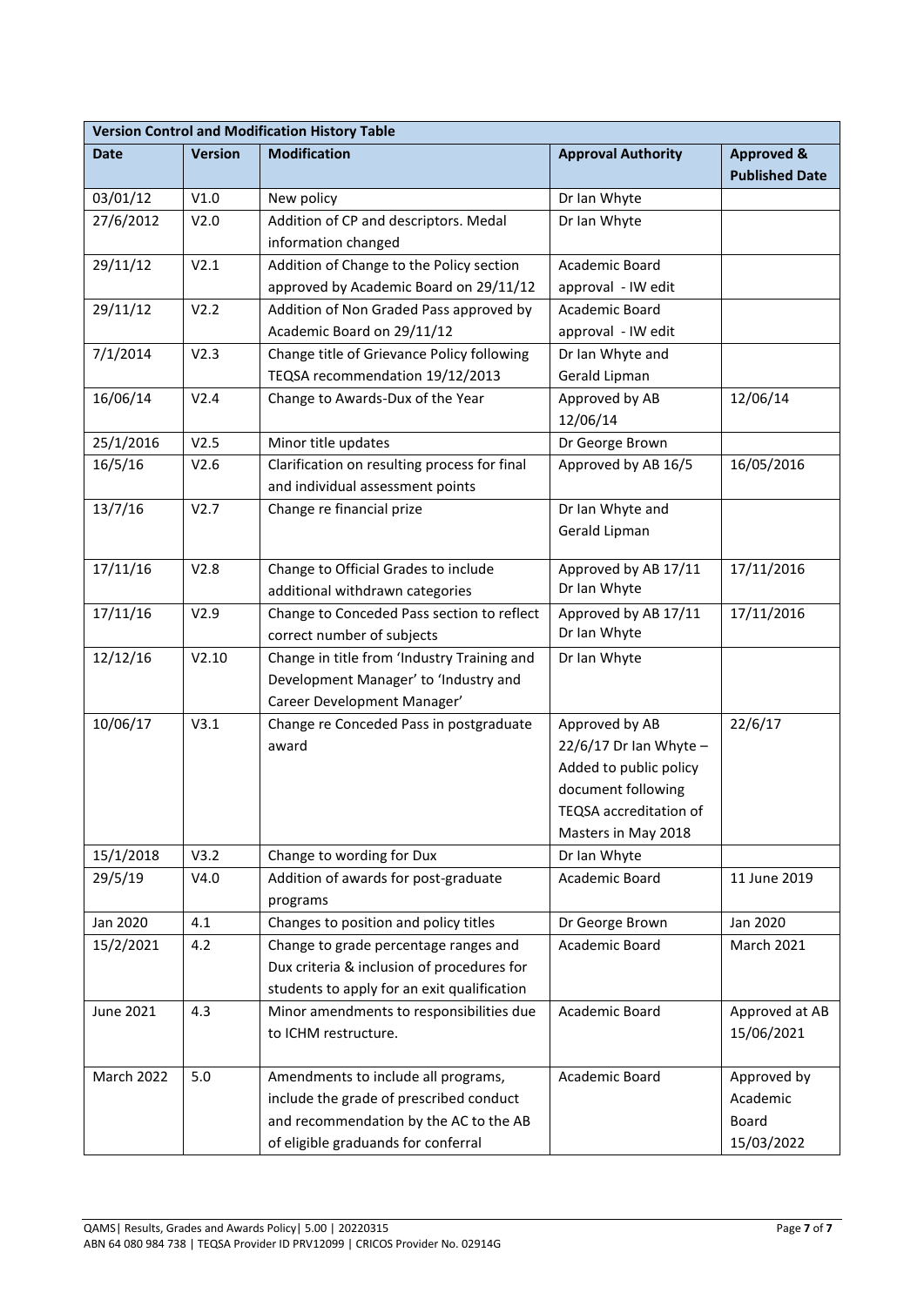| Version Control and Modification History Table | | | | |
|---|---|---|---|---|
| **Date** | **Version** | **Modification** | **Approval Authority** | **Approved & Published Date** |
| 03/01/12 | V1.0 | New policy | Dr Ian Whyte | |
| 27/6/2012 | V2.0 | Addition of CP and descriptors. Medal information changed | Dr Ian Whyte | |
| 29/11/12 | V2.1 | Addition of Change to the Policy section approved by Academic Board on 29/11/12 | Academic Board approval - IW edit | |
| 29/11/12 | V2.2 | Addition of Non Graded Pass approved by Academic Board on 29/11/12 | Academic Board approval - IW edit | |
| 7/1/2014 | V2.3 | Change title of Grievance Policy following TEQSA recommendation 19/12/2013 | Dr Ian Whyte and Gerald Lipman | |
| 16/06/14 | V2.4 | Change to Awards-Dux of the Year | Approved by AB 12/06/14 | 12/06/14 |
| 25/1/2016 | V2.5 | Minor title updates | Dr George Brown | |
| 16/5/16 | V2.6 | Clarification on resulting process for final and individual assessment points | Approved by AB 16/5 | 16/05/2016 |
| 13/7/16 | V2.7 | Change re financial prize | Dr Ian Whyte and Gerald Lipman | |
| 17/11/16 | V2.8 | Change to Official Grades to include additional withdrawn categories | Approved by AB 17/11 Dr Ian Whyte | 17/11/2016 |
| 17/11/16 | V2.9 | Change to Conceded Pass section to reflect correct number of subjects | Approved by AB 17/11 Dr Ian Whyte | 17/11/2016 |
| 12/12/16 | V2.10 | Change in title from 'Industry Training and Development Manager' to 'Industry and Career Development Manager' | Dr Ian Whyte | |
| 10/06/17 | V3.1 | Change re Conceded Pass in postgraduate award | Approved by AB 22/6/17 Dr Ian Whyte – Added to public policy document following TEQSA accreditation of Masters in May 2018 | 22/6/17 |
| 15/1/2018 | V3.2 | Change to wording for Dux | Dr Ian Whyte | |
| 29/5/19 | V4.0 | Addition of awards for post-graduate programs | Academic Board | 11 June 2019 |
| Jan 2020 | 4.1 | Changes to position and policy titles | Dr George Brown | Jan 2020 |
| 15/2/2021 | 4.2 | Change to grade percentage ranges and Dux criteria & inclusion of procedures for students to apply for an exit qualification | Academic Board | March 2021 |
| June 2021 | 4.3 | Minor amendments to responsibilities due to ICHM restructure. | Academic Board | Approved at AB 15/06/2021 |
| March 2022 | 5.0 | Amendments to include all programs, include the grade of prescribed conduct and recommendation by the AC to the AB of eligible graduands for conferral | Academic Board | Approved by Academic Board 15/03/2022 |